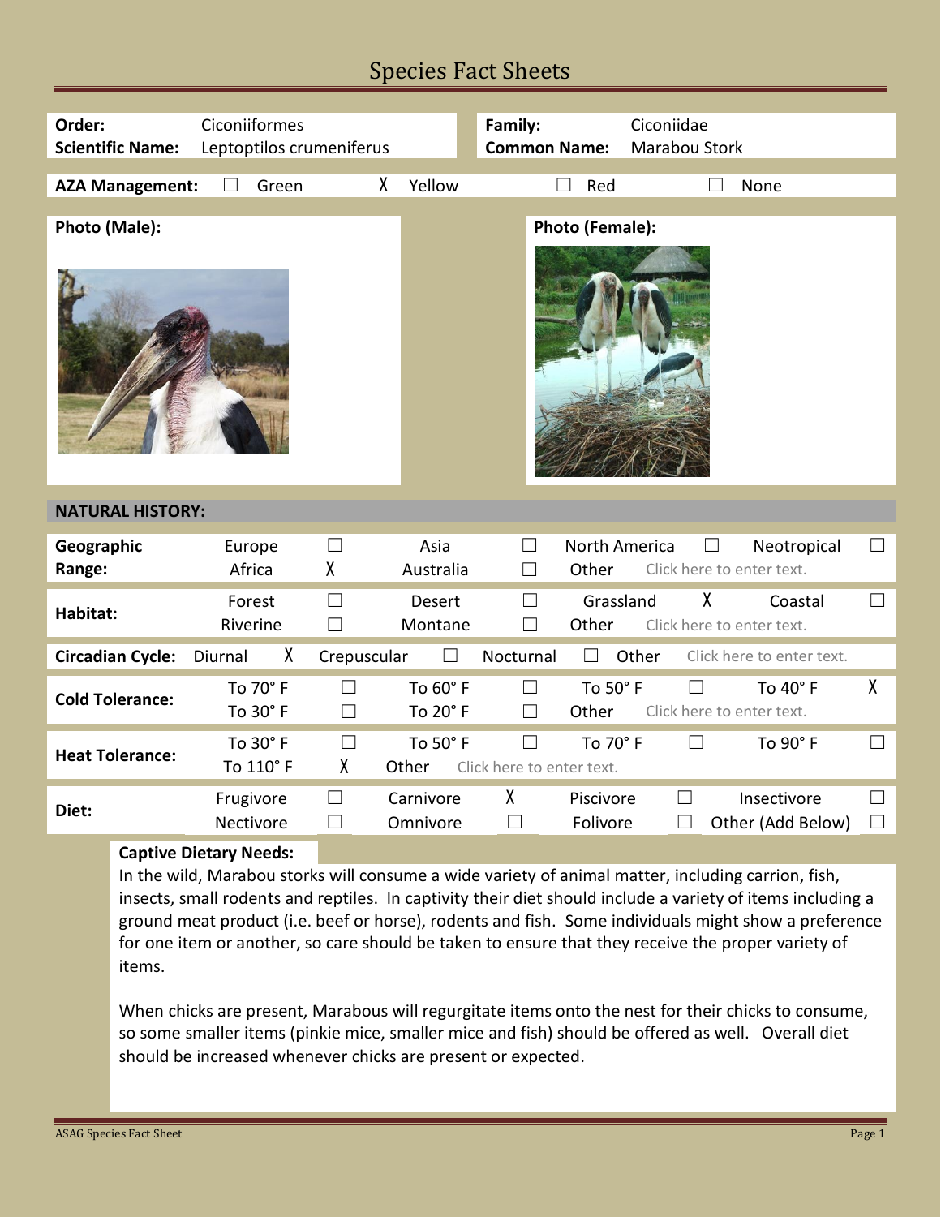# Species Fact Sheets

| | | | |
|---|---|---|---|
| **Order:** | Ciconiiformes | **Family:** | Ciconiidae |
| **Scientific Name:** | Leptoptilos crumeniferus | **Common Name:** | Marabou Stork |

**AZA Management:** ☐ Green X Yellow ☐ Red ☐ None

**Photo (Male):**

**Photo (Female):**

## NATURAL HISTORY:

| | | | | | | | | |
|---|---|---|---|---|---|---|---|---|
| **Geographic Range:** | Europe | ☐ | Asia | ☐ | North America | ☐ | Neotropical | ☐ |
| | Africa | X | Australia | ☐ | Other | Click here to enter text. | | |
| **Habitat:** | Forest | ☐ | Desert | ☐ | Grassland | X | Coastal | ☐ |
| | Riverine | ☐ | Montane | ☐ | Other | Click here to enter text. | | |
| **Circadian Cycle:** | Diurnal | X | Crepuscular | ☐ | Nocturnal | ☐ | Other | Click here to enter text. |
| **Cold Tolerance:** | To 70° F | ☐ | To 60° F | ☐ | To 50° F | ☐ | To 40° F | X |
| | To 30° F | ☐ | To 20° F | ☐ | Other | Click here to enter text. | | |
| **Heat Tolerance:** | To 30° F | ☐ | To 50° F | ☐ | To 70° F | ☐ | To 90° F | ☐ |
| | To 110° F | X | Other | Click here to enter text. | | | | |
| **Diet:** | Frugivore | ☐ | Carnivore | X | Piscivore | ☐ | Insectivore | ☐ |
| | Nectivore | ☐ | Omnivore | ☐ | Folivore | ☐ | Other (Add Below) | ☐ |

**Captive Dietary Needs:**

In the wild, Marabou storks will consume a wide variety of animal matter, including carrion, fish, insects, small rodents and reptiles. In captivity their diet should include a variety of items including a ground meat product (i.e. beef or horse), rodents and fish. Some individuals might show a preference for one item or another, so care should be taken to ensure that they receive the proper variety of items.

When chicks are present, Marabous will regurgitate items onto the nest for their chicks to consume, so some smaller items (pinkie mice, smaller mice and fish) should be offered as well. Overall diet should be increased whenever chicks are present or expected.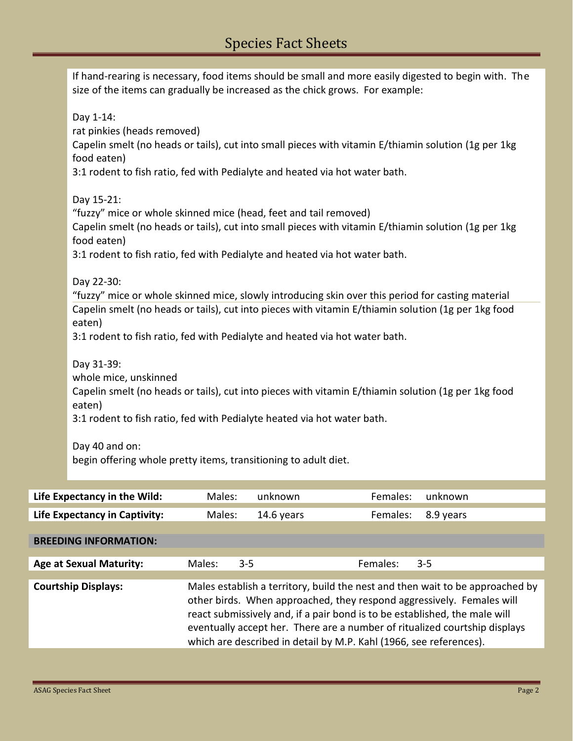If hand-rearing is necessary, food items should be small and more easily digested to begin with. The size of the items can gradually be increased as the chick grows. For example:

Day 1-14:
rat pinkies (heads removed)
Capelin smelt (no heads or tails), cut into small pieces with vitamin E/thiamin solution (1g per 1kg food eaten)
3:1 rodent to fish ratio, fed with Pedialyte and heated via hot water bath.

Day 15-21:
"fuzzy" mice or whole skinned mice (head, feet and tail removed)
Capelin smelt (no heads or tails), cut into small pieces with vitamin E/thiamin solution (1g per 1kg food eaten)
3:1 rodent to fish ratio, fed with Pedialyte and heated via hot water bath.

Day 22-30:
"fuzzy" mice or whole skinned mice, slowly introducing skin over this period for casting material
Capelin smelt (no heads or tails), cut into pieces with vitamin E/thiamin solution (1g per 1kg food eaten)
3:1 rodent to fish ratio, fed with Pedialyte and heated via hot water bath.

Day 31-39:
whole mice, unskinned
Capelin smelt (no heads or tails), cut into pieces with vitamin E/thiamin solution (1g per 1kg food eaten)
3:1 rodent to fish ratio, fed with Pedialyte heated via hot water bath.

Day 40 and on:
begin offering whole pretty items, transitioning to adult diet.

| | | | | |
|---|---|---|---|---|
| **Life Expectancy in the Wild:** | Males: | unknown | Females: | unknown |
| **Life Expectancy in Captivity:** | Males: | 14.6 years | Females: | 8.9 years |

## BREEDING INFORMATION:

| | | | | |
|---|---|---|---|---|
| **Age at Sexual Maturity:** | Males: | 3-5 | Females: | 3-5 |

**Courtship Displays:** Males establish a territory, build the nest and then wait to be approached by other birds. When approached, they respond aggressively. Females will react submissively and, if a pair bond is to be established, the male will eventually accept her. There are a number of ritualized courtship displays which are described in detail by M.P. Kahl (1966, see references).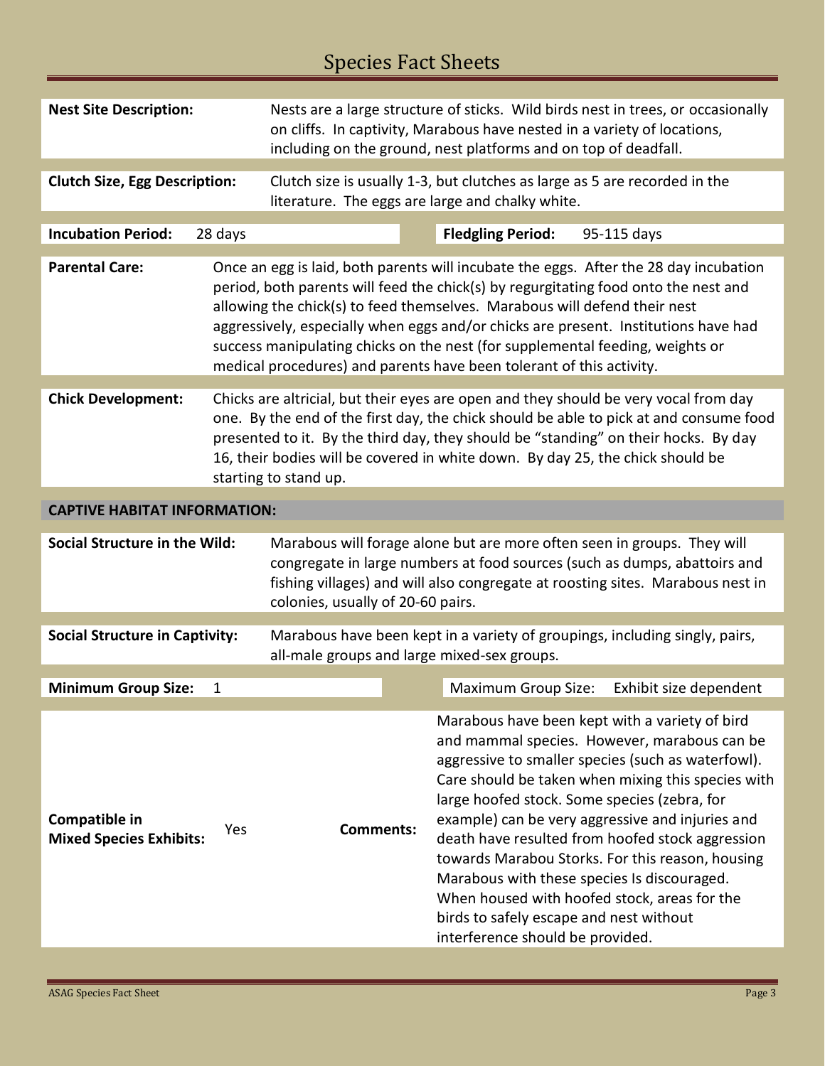# Species Fact Sheets

| | |
|---|---|
| **Nest Site Description:** | Nests are a large structure of sticks. Wild birds nest in trees, or occasionally on cliffs. In captivity, Marabous have nested in a variety of locations, including on the ground, nest platforms and on top of deadfall. |
| **Clutch Size, Egg Description:** | Clutch size is usually 1-3, but clutches as large as 5 are recorded in the literature. The eggs are large and chalky white. |

| | | | |
|---|---|---|---|
| **Incubation Period:** | 28 days | **Fledgling Period:** | 95-115 days |

| | |
|---|---|
| **Parental Care:** | Once an egg is laid, both parents will incubate the eggs. After the 28 day incubation period, both parents will feed the chick(s) by regurgitating food onto the nest and allowing the chick(s) to feed themselves. Marabous will defend their nest aggressively, especially when eggs and/or chicks are present. Institutions have had success manipulating chicks on the nest (for supplemental feeding, weights or medical procedures) and parents have been tolerant of this activity. |
| **Chick Development:** | Chicks are altricial, but their eyes are open and they should be very vocal from day one. By the end of the first day, the chick should be able to pick at and consume food presented to it. By the third day, they should be "standing" on their hocks. By day 16, their bodies will be covered in white down. By day 25, the chick should be starting to stand up. |

## CAPTIVE HABITAT INFORMATION:

| | |
|---|---|
| **Social Structure in the Wild:** | Marabous will forage alone but are more often seen in groups. They will congregate in large numbers at food sources (such as dumps, abattoirs and fishing villages) and will also congregate at roosting sites. Marabous nest in colonies, usually of 20-60 pairs. |
| **Social Structure in Captivity:** | Marabous have been kept in a variety of groupings, including singly, pairs, all-male groups and large mixed-sex groups. |

| | | | |
|---|---|---|---|
| **Minimum Group Size:** | 1 | Maximum Group Size: | Exhibit size dependent |

| | | | |
|---|---|---|---|
| **Compatible in Mixed Species Exhibits:** | Yes | **Comments:** | Marabous have been kept with a variety of bird and mammal species. However, marabous can be aggressive to smaller species (such as waterfowl). Care should be taken when mixing this species with large hoofed stock. Some species (zebra, for example) can be very aggressive and injuries and death have resulted from hoofed stock aggression towards Marabou Storks. For this reason, housing Marabous with these species Is discouraged. When housed with hoofed stock, areas for the birds to safely escape and nest without interference should be provided. |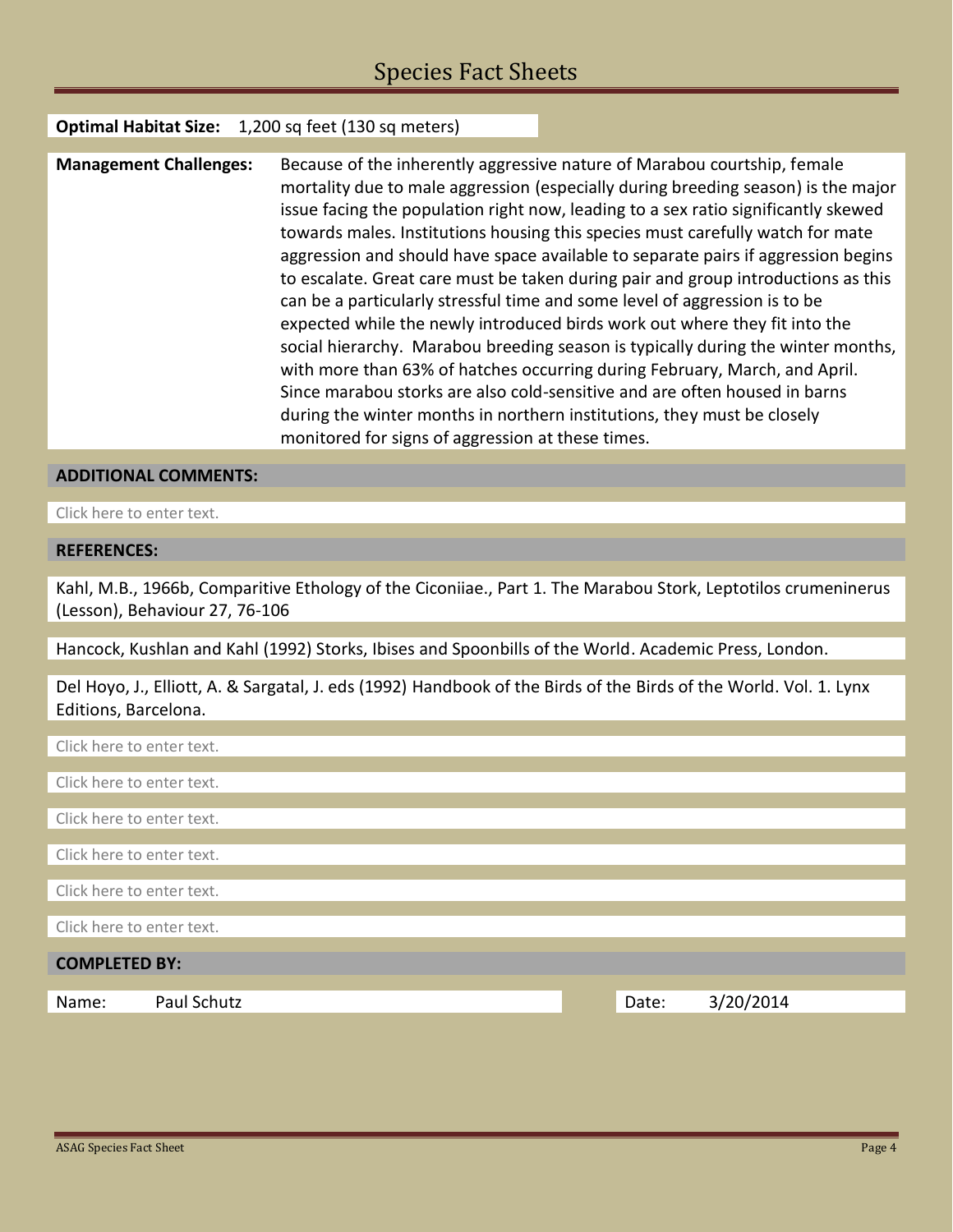# Species Fact Sheets

**Optimal Habitat Size:** 1,200 sq feet (130 sq meters)

**Management Challenges:** Because of the inherently aggressive nature of Marabou courtship, female mortality due to male aggression (especially during breeding season) is the major issue facing the population right now, leading to a sex ratio significantly skewed towards males. Institutions housing this species must carefully watch for mate aggression and should have space available to separate pairs if aggression begins to escalate. Great care must be taken during pair and group introductions as this can be a particularly stressful time and some level of aggression is to be expected while the newly introduced birds work out where they fit into the social hierarchy. Marabou breeding season is typically during the winter months, with more than 63% of hatches occurring during February, March, and April. Since marabou storks are also cold-sensitive and are often housed in barns during the winter months in northern institutions, they must be closely monitored for signs of aggression at these times.

## ADDITIONAL COMMENTS:

Click here to enter text.

## REFERENCES:

Kahl, M.B., 1966b, Comparitive Ethology of the Ciconiiae., Part 1. The Marabou Stork, Leptotilos crumeninerus (Lesson), Behaviour 27, 76-106

Hancock, Kushlan and Kahl (1992) Storks, Ibises and Spoonbills of the World. Academic Press, London.

Del Hoyo, J., Elliott, A. & Sargatal, J. eds (1992) Handbook of the Birds of the Birds of the World. Vol. 1. Lynx Editions, Barcelona.

Click here to enter text.

Click here to enter text.

Click here to enter text.

Click here to enter text.

Click here to enter text.

Click here to enter text.

## COMPLETED BY:

Name: Paul Schutz

Date: 3/20/2014